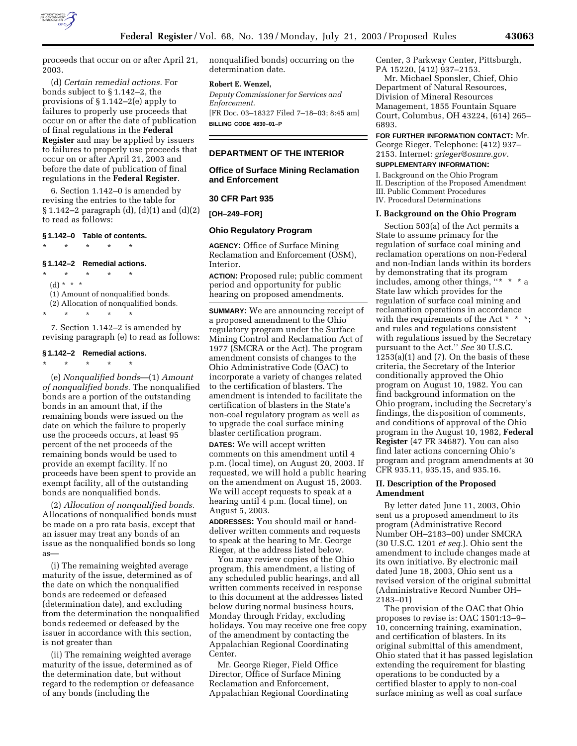proceeds that occur on or after April 21, 2003.

(d) *Certain remedial actions.* For bonds subject to § 1.142–2, the provisions of § 1.142–2(e) apply to failures to properly use proceeds that occur on or after the date of publication of final regulations in the **Federal Register** and may be applied by issuers to failures to properly use proceeds that occur on or after April 21, 2003 and before the date of publication of final regulations in the **Federal Register**.

6. Section 1.142–0 is amended by revising the entries to the table for § 1.142–2 paragraph (d), (d)(1) and (d)(2) to read as follows:

**§ 1.142–0 Table of contents.**

\* \* \* \* \*

**§ 1.142–2 Remedial actions.**

\* \* \* \* \*

(d) \* \* \*

(1) Amount of nonqualified bonds.

(2) Allocation of nonqualified bonds.

\* \* \* \* \*

7. Section 1.142–2 is amended by revising paragraph (e) to read as follows:

**§ 1.142–2 Remedial actions.**

\* \* \* \* \*

(e) *Nonqualified bonds*—(1) *Amount of nonqualified bonds.* The nonqualified bonds are a portion of the outstanding bonds in an amount that, if the remaining bonds were issued on the date on which the failure to properly use the proceeds occurs, at least 95 percent of the net proceeds of the remaining bonds would be used to provide an exempt facility. If no proceeds have been spent to provide an exempt facility, all of the outstanding bonds are nonqualified bonds.

(2) *Allocation of nonqualified bonds.* Allocations of nonqualified bonds must be made on a pro rata basis, except that an issuer may treat any bonds of an issue as the nonqualified bonds so long as—

(i) The remaining weighted average maturity of the issue, determined as of the date on which the nonqualified bonds are redeemed or defeased (determination date), and excluding from the determination the nonqualified bonds redeemed or defeased by the issuer in accordance with this section, is not greater than

(ii) The remaining weighted average maturity of the issue, determined as of the determination date, but without regard to the redemption or defeasance of any bonds (including the nonqualified bonds) occurring on the determination date.

**Robert E. Wenzel,**

*Deputy Commissioner for Services and Enforcement.*

[FR Doc. 03–18327 Filed 7–18–03; 8:45 am]

**BILLING CODE 4830–01–P**

---

## DEPARTMENT OF THE INTERIOR

### Office of Surface Mining Reclamation and Enforcement

### 30 CFR Part 935

**[OH–249–FOR]**

### Ohio Regulatory Program

**AGENCY:** Office of Surface Mining Reclamation and Enforcement (OSM), Interior.

**ACTION:** Proposed rule; public comment period and opportunity for public hearing on proposed amendments.

**SUMMARY:** We are announcing receipt of a proposed amendment to the Ohio regulatory program under the Surface Mining Control and Reclamation Act of 1977 (SMCRA or the Act). The program amendment consists of changes to the Ohio Administrative Code (OAC) to incorporate a variety of changes related to the certification of blasters. The amendment is intended to facilitate the certification of blasters in the State's non-coal regulatory program as well as to upgrade the coal surface mining blaster certification program.

**DATES:** We will accept written comments on this amendment until 4 p.m. (local time), on August 20, 2003. If requested, we will hold a public hearing on the amendment on August 15, 2003. We will accept requests to speak at a hearing until 4 p.m. (local time), on August 5, 2003.

**ADDRESSES:** You should mail or hand-deliver written comments and requests to speak at the hearing to Mr. George Rieger, at the address listed below.

You may review copies of the Ohio program, this amendment, a listing of any scheduled public hearings, and all written comments received in response to this document at the addresses listed below during normal business hours, Monday through Friday, excluding holidays. You may receive one free copy of the amendment by contacting the Appalachian Regional Coordinating Center.

Mr. George Rieger, Field Office Director, Office of Surface Mining Reclamation and Enforcement, Appalachian Regional Coordinating Center, 3 Parkway Center, Pittsburgh, PA 15220, (412) 937–2153.

Mr. Michael Sponsler, Chief, Ohio Department of Natural Resources, Division of Mineral Resources Management, 1855 Fountain Square Court, Columbus, OH 43224, (614) 265–6893.

**FOR FURTHER INFORMATION CONTACT:** Mr. George Rieger, Telephone: (412) 937–2153. Internet: *grieger@osmre.gov.*

**SUPPLEMENTARY INFORMATION:**

I. Background on the Ohio Program
II. Description of the Proposed Amendment
III. Public Comment Procedures
IV. Procedural Determinations

#### I. Background on the Ohio Program

Section 503(a) of the Act permits a State to assume primacy for the regulation of surface coal mining and reclamation operations on non-Federal and non-Indian lands within its borders by demonstrating that its program includes, among other things, "\* \* \* a State law which provides for the regulation of surface coal mining and reclamation operations in accordance with the requirements of the Act \* \* \*; and rules and regulations consistent with regulations issued by the Secretary pursuant to the Act." *See* 30 U.S.C. 1253(a)(1) and (7). On the basis of these criteria, the Secretary of the Interior conditionally approved the Ohio program on August 10, 1982. You can find background information on the Ohio program, including the Secretary's findings, the disposition of comments, and conditions of approval of the Ohio program in the August 10, 1982, **Federal Register** (47 FR 34687). You can also find later actions concerning Ohio's program and program amendments at 30 CFR 935.11, 935.15, and 935.16.

#### II. Description of the Proposed Amendment

By letter dated June 11, 2003, Ohio sent us a proposed amendment to its program (Administrative Record Number OH–2183–00) under SMCRA (30 U.S.C. 1201 *et seq.*). Ohio sent the amendment to include changes made at its own initiative. By electronic mail dated June 18, 2003, Ohio sent us a revised version of the original submittal (Administrative Record Number OH–2183–01)

The provision of the OAC that Ohio proposes to revise is: OAC 1501:13–9–10, concerning training, examination, and certification of blasters. In its original submittal of this amendment, Ohio stated that it has passed legislation extending the requirement for blasting operations to be conducted by a certified blaster to apply to non-coal surface mining as well as coal surface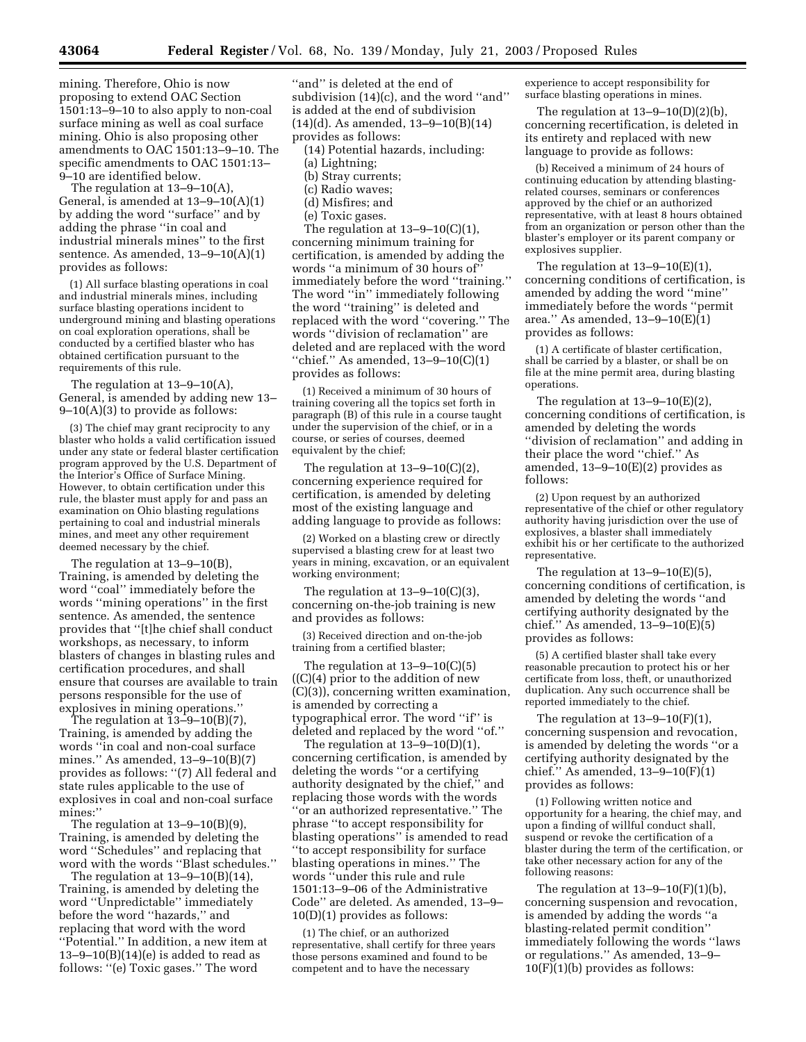mining. Therefore, Ohio is now proposing to extend OAC Section 1501:13–9–10 to also apply to non-coal surface mining as well as coal surface mining. Ohio is also proposing other amendments to OAC 1501:13–9–10. The specific amendments to OAC 1501:13–9–10 are identified below.

The regulation at 13–9–10(A), General, is amended at 13–9–10(A)(1) by adding the word ''surface'' and by adding the phrase ''in coal and industrial minerals mines'' to the first sentence. As amended, 13–9–10(A)(1) provides as follows:

> (1) All surface blasting operations in coal and industrial minerals mines, including surface blasting operations incident to underground mining and blasting operations on coal exploration operations, shall be conducted by a certified blaster who has obtained certification pursuant to the requirements of this rule.

The regulation at 13–9–10(A), General, is amended by adding new 13–9–10(A)(3) to provide as follows:

> (3) The chief may grant reciprocity to any blaster who holds a valid certification issued under any state or federal blaster certification program approved by the U.S. Department of the Interior's Office of Surface Mining. However, to obtain certification under this rule, the blaster must apply for and pass an examination on Ohio blasting regulations pertaining to coal and industrial minerals mines, and meet any other requirement deemed necessary by the chief.

The regulation at 13–9–10(B), Training, is amended by deleting the word ''coal'' immediately before the words ''mining operations'' in the first sentence. As amended, the sentence provides that ''[t]he chief shall conduct workshops, as necessary, to inform blasters of changes in blasting rules and certification procedures, and shall ensure that courses are available to train persons responsible for the use of explosives in mining operations.''

The regulation at 13–9–10(B)(7), Training, is amended by adding the words ''in coal and non-coal surface mines.'' As amended, 13–9–10(B)(7) provides as follows: ''(7) All federal and state rules applicable to the use of explosives in coal and non-coal surface mines;''

The regulation at 13–9–10(B)(9), Training, is amended by deleting the word ''Schedules'' and replacing that word with the words ''Blast schedules.''

The regulation at 13–9–10(B)(14), Training, is amended by deleting the word ''Unpredictable'' immediately before the word ''hazards,'' and replacing that word with the word ''Potential.'' In addition, a new item at 13–9–10(B)(14)(e) is added to read as follows: ''(e) Toxic gases.'' The word ''and'' is deleted at the end of subdivision (14)(c), and the word ''and'' is added at the end of subdivision (14)(d). As amended, 13–9–10(B)(14) provides as follows:

(14) Potential hazards, including:
(a) Lightning;
(b) Stray currents;
(c) Radio waves;
(d) Misfires; and
(e) Toxic gases.

The regulation at 13–9–10(C)(1), concerning minimum training for certification, is amended by adding the words ''a minimum of 30 hours of'' immediately before the word ''training.'' The word ''in'' immediately following the word ''training'' is deleted and replaced with the word ''covering.'' The words ''division of reclamation'' are deleted and are replaced with the word ''chief.'' As amended, 13–9–10(C)(1) provides as follows:

> (1) Received a minimum of 30 hours of training covering all the topics set forth in paragraph (B) of this rule in a course taught under the supervision of the chief, or in a course, or series of courses, deemed equivalent by the chief;

The regulation at 13–9–10(C)(2), concerning experience required for certification, is amended by deleting most of the existing language and adding language to provide as follows:

> (2) Worked on a blasting crew or directly supervised a blasting crew for at least two years in mining, excavation, or an equivalent working environment;

The regulation at 13–9–10(C)(3), concerning on-the-job training is new and provides as follows:

> (3) Received direction and on-the-job training from a certified blaster;

The regulation at 13–9–10(C)(5) ((C)(4) prior to the addition of new (C)(3)), concerning written examination, is amended by correcting a typographical error. The word ''if'' is deleted and replaced by the word ''of.''

The regulation at 13–9–10(D)(1), concerning certification, is amended by deleting the words ''or a certifying authority designated by the chief,'' and replacing those words with the words ''or an authorized representative.'' The phrase ''to accept responsibility for blasting operations'' is amended to read ''to accept responsibility for surface blasting operations in mines.'' The words ''under this rule and rule 1501:13–9–06 of the Administrative Code'' are deleted. As amended, 13–9–10(D)(1) provides as follows:

> (1) The chief, or an authorized representative, shall certify for three years those persons examined and found to be competent and to have the necessary experience to accept responsibility for surface blasting operations in mines.

The regulation at 13–9–10(D)(2)(b), concerning recertification, is deleted in its entirety and replaced with new language to provide as follows:

> (b) Received a minimum of 24 hours of continuing education by attending blasting-related courses, seminars or conferences approved by the chief or an authorized representative, with at least 8 hours obtained from an organization or person other than the blaster's employer or its parent company or explosives supplier.

The regulation at 13–9–10(E)(1), concerning conditions of certification, is amended by adding the word ''mine'' immediately before the words ''permit area.'' As amended, 13–9–10(E)(1) provides as follows:

> (1) A certificate of blaster certification, shall be carried by a blaster, or shall be on file at the mine permit area, during blasting operations.

The regulation at 13–9–10(E)(2), concerning conditions of certification, is amended by deleting the words ''division of reclamation'' and adding in their place the word ''chief.'' As amended, 13–9–10(E)(2) provides as follows:

> (2) Upon request by an authorized representative of the chief or other regulatory authority having jurisdiction over the use of explosives, a blaster shall immediately exhibit his or her certificate to the authorized representative.

The regulation at 13–9–10(E)(5), concerning conditions of certification, is amended by deleting the words ''and certifying authority designated by the chief.'' As amended, 13–9–10(E)(5) provides as follows:

> (5) A certified blaster shall take every reasonable precaution to protect his or her certificate from loss, theft, or unauthorized duplication. Any such occurrence shall be reported immediately to the chief.

The regulation at 13–9–10(F)(1), concerning suspension and revocation, is amended by deleting the words ''or a certifying authority designated by the chief.'' As amended, 13–9–10(F)(1) provides as follows:

> (1) Following written notice and opportunity for a hearing, the chief may, and upon a finding of willful conduct shall, suspend or revoke the certification of a blaster during the term of the certification, or take other necessary action for any of the following reasons:

The regulation at 13–9–10(F)(1)(b), concerning suspension and revocation, is amended by adding the words ''a blasting-related permit condition'' immediately following the words ''laws or regulations.'' As amended, 13–9–10(F)(1)(b) provides as follows: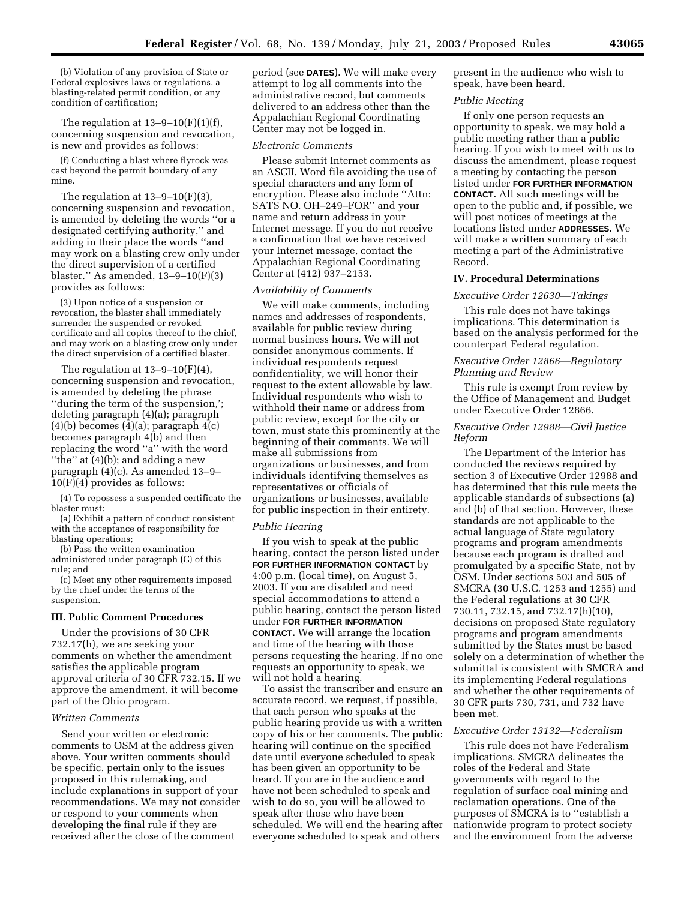(b) Violation of any provision of State or Federal explosives laws or regulations, a blasting-related permit condition, or any condition of certification;

The regulation at 13–9–10(F)(1)(f), concerning suspension and revocation, is new and provides as follows:

(f) Conducting a blast where flyrock was cast beyond the permit boundary of any mine.

The regulation at 13–9–10(F)(3), concerning suspension and revocation, is amended by deleting the words ''or a designated certifying authority,'' and adding in their place the words ''and may work on a blasting crew only under the direct supervision of a certified blaster.'' As amended, 13–9–10(F)(3) provides as follows:

(3) Upon notice of a suspension or revocation, the blaster shall immediately surrender the suspended or revoked certificate and all copies thereof to the chief, and may work on a blasting crew only under the direct supervision of a certified blaster.

The regulation at 13–9–10(F)(4), concerning suspension and revocation, is amended by deleting the phrase ''during the term of the suspension,'; deleting paragraph (4)(a); paragraph (4)(b) becomes (4)(a); paragraph 4(c) becomes paragraph 4(b) and then replacing the word ''a'' with the word ''the'' at (4)(b); and adding a new paragraph (4)(c). As amended 13–9–10(F)(4) provides as follows:

(4) To repossess a suspended certificate the blaster must:

(a) Exhibit a pattern of conduct consistent with the acceptance of responsibility for blasting operations;

(b) Pass the written examination administered under paragraph (C) of this rule; and

(c) Meet any other requirements imposed by the chief under the terms of the suspension.

## III. Public Comment Procedures

Under the provisions of 30 CFR 732.17(h), we are seeking your comments on whether the amendment satisfies the applicable program approval criteria of 30 CFR 732.15. If we approve the amendment, it will become part of the Ohio program.

### *Written Comments*

Send your written or electronic comments to OSM at the address given above. Your written comments should be specific, pertain only to the issues proposed in this rulemaking, and include explanations in support of your recommendations. We may not consider or respond to your comments when developing the final rule if they are received after the close of the comment period (see **DATES**). We will make every attempt to log all comments into the administrative record, but comments delivered to an address other than the Appalachian Regional Coordinating Center may not be logged in.

### *Electronic Comments*

Please submit Internet comments as an ASCII, Word file avoiding the use of special characters and any form of encryption. Please also include ''Attn: SATS NO. OH–249–FOR'' and your name and return address in your Internet message. If you do not receive a confirmation that we have received your Internet message, contact the Appalachian Regional Coordinating Center at (412) 937–2153.

### *Availability of Comments*

We will make comments, including names and addresses of respondents, available for public review during normal business hours. We will not consider anonymous comments. If individual respondents request confidentiality, we will honor their request to the extent allowable by law. Individual respondents who wish to withhold their name or address from public review, except for the city or town, must state this prominently at the beginning of their comments. We will make all submissions from organizations or businesses, and from individuals identifying themselves as representatives or officials of organizations or businesses, available for public inspection in their entirety.

### *Public Hearing*

If you wish to speak at the public hearing, contact the person listed under **FOR FURTHER INFORMATION CONTACT** by 4:00 p.m. (local time), on August 5, 2003. If you are disabled and need special accommodations to attend a public hearing, contact the person listed under **FOR FURTHER INFORMATION CONTACT.** We will arrange the location and time of the hearing with those persons requesting the hearing. If no one requests an opportunity to speak, we will not hold a hearing.

To assist the transcriber and ensure an accurate record, we request, if possible, that each person who speaks at the public hearing provide us with a written copy of his or her comments. The public hearing will continue on the specified date until everyone scheduled to speak has been given an opportunity to be heard. If you are in the audience and have not been scheduled to speak and wish to do so, you will be allowed to speak after those who have been scheduled. We will end the hearing after everyone scheduled to speak and others present in the audience who wish to speak, have been heard.

### *Public Meeting*

If only one person requests an opportunity to speak, we may hold a public meeting rather than a public hearing. If you wish to meet with us to discuss the amendment, please request a meeting by contacting the person listed under **FOR FURTHER INFORMATION CONTACT.** All such meetings will be open to the public and, if possible, we will post notices of meetings at the locations listed under **ADDRESSES.** We will make a written summary of each meeting a part of the Administrative Record.

## IV. Procedural Determinations

### *Executive Order 12630—Takings*

This rule does not have takings implications. This determination is based on the analysis performed for the counterpart Federal regulation.

### *Executive Order 12866—Regulatory Planning and Review*

This rule is exempt from review by the Office of Management and Budget under Executive Order 12866.

### *Executive Order 12988—Civil Justice Reform*

The Department of the Interior has conducted the reviews required by section 3 of Executive Order 12988 and has determined that this rule meets the applicable standards of subsections (a) and (b) of that section. However, these standards are not applicable to the actual language of State regulatory programs and program amendments because each program is drafted and promulgated by a specific State, not by OSM. Under sections 503 and 505 of SMCRA (30 U.S.C. 1253 and 1255) and the Federal regulations at 30 CFR 730.11, 732.15, and 732.17(h)(10), decisions on proposed State regulatory programs and program amendments submitted by the States must be based solely on a determination of whether the submittal is consistent with SMCRA and its implementing Federal regulations and whether the other requirements of 30 CFR parts 730, 731, and 732 have been met.

### *Executive Order 13132—Federalism*

This rule does not have Federalism implications. SMCRA delineates the roles of the Federal and State governments with regard to the regulation of surface coal mining and reclamation operations. One of the purposes of SMCRA is to ''establish a nationwide program to protect society and the environment from the adverse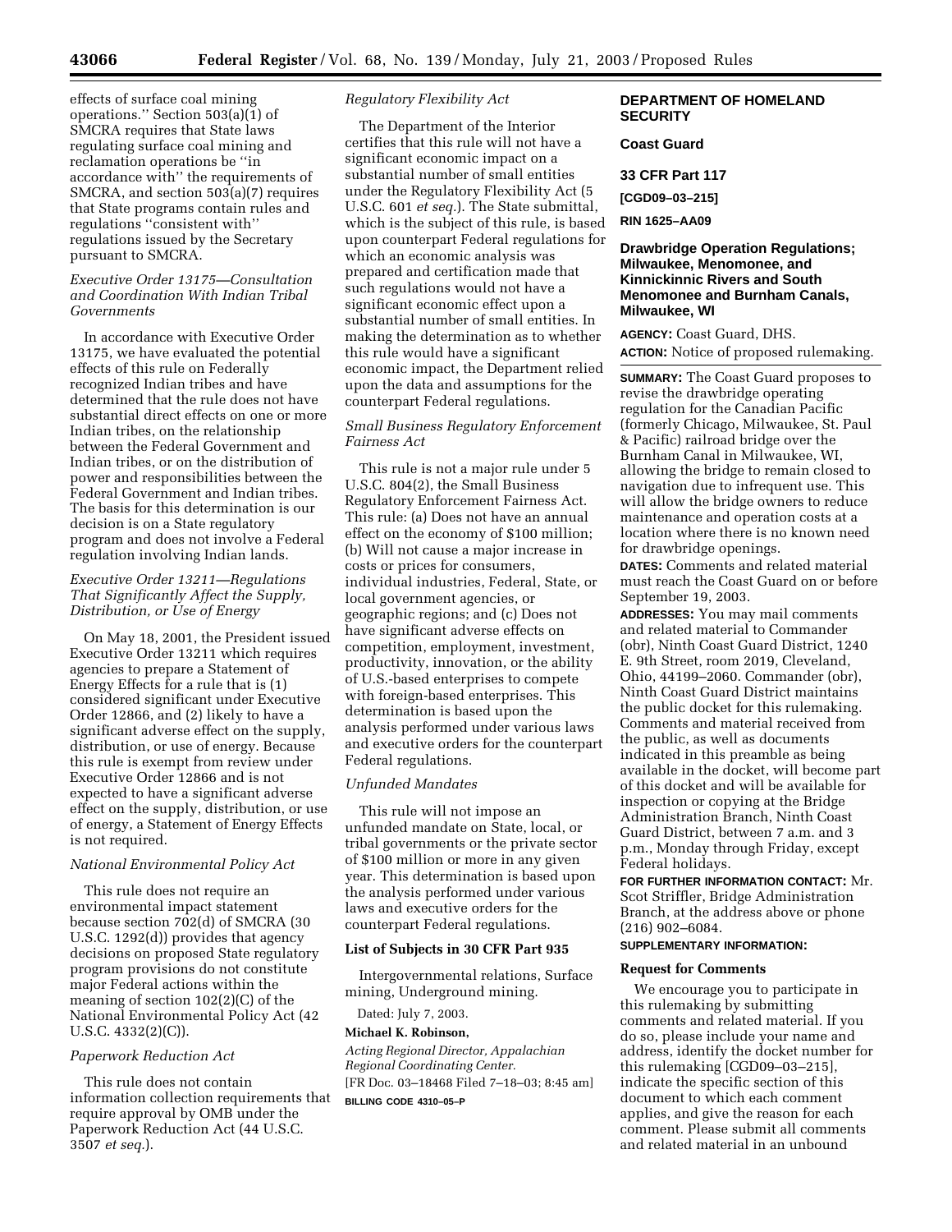effects of surface coal mining operations.'' Section 503(a)(1) of SMCRA requires that State laws regulating surface coal mining and reclamation operations be ''in accordance with'' the requirements of SMCRA, and section 503(a)(7) requires that State programs contain rules and regulations ''consistent with'' regulations issued by the Secretary pursuant to SMCRA.

*Executive Order 13175—Consultation and Coordination With Indian Tribal Governments*

In accordance with Executive Order 13175, we have evaluated the potential effects of this rule on Federally recognized Indian tribes and have determined that the rule does not have substantial direct effects on one or more Indian tribes, on the relationship between the Federal Government and Indian tribes, or on the distribution of power and responsibilities between the Federal Government and Indian tribes. The basis for this determination is our decision is on a State regulatory program and does not involve a Federal regulation involving Indian lands.

*Executive Order 13211—Regulations That Significantly Affect the Supply, Distribution, or Use of Energy*

On May 18, 2001, the President issued Executive Order 13211 which requires agencies to prepare a Statement of Energy Effects for a rule that is (1) considered significant under Executive Order 12866, and (2) likely to have a significant adverse effect on the supply, distribution, or use of energy. Because this rule is exempt from review under Executive Order 12866 and is not expected to have a significant adverse effect on the supply, distribution, or use of energy, a Statement of Energy Effects is not required.

*National Environmental Policy Act*

This rule does not require an environmental impact statement because section 702(d) of SMCRA (30 U.S.C. 1292(d)) provides that agency decisions on proposed State regulatory program provisions do not constitute major Federal actions within the meaning of section 102(2)(C) of the National Environmental Policy Act (42 U.S.C. 4332(2)(C)).

*Paperwork Reduction Act*

This rule does not contain information collection requirements that require approval by OMB under the Paperwork Reduction Act (44 U.S.C. 3507 *et seq.*).

*Regulatory Flexibility Act*

The Department of the Interior certifies that this rule will not have a significant economic impact on a substantial number of small entities under the Regulatory Flexibility Act (5 U.S.C. 601 *et seq.*). The State submittal, which is the subject of this rule, is based upon counterpart Federal regulations for which an economic analysis was prepared and certification made that such regulations would not have a significant economic effect upon a substantial number of small entities. In making the determination as to whether this rule would have a significant economic impact, the Department relied upon the data and assumptions for the counterpart Federal regulations.

*Small Business Regulatory Enforcement Fairness Act*

This rule is not a major rule under 5 U.S.C. 804(2), the Small Business Regulatory Enforcement Fairness Act. This rule: (a) Does not have an annual effect on the economy of $100 million; (b) Will not cause a major increase in costs or prices for consumers, individual industries, Federal, State, or local government agencies, or geographic regions; and (c) Does not have significant adverse effects on competition, employment, investment, productivity, innovation, or the ability of U.S.-based enterprises to compete with foreign-based enterprises. This determination is based upon the analysis performed under various laws and executive orders for the counterpart Federal regulations.

*Unfunded Mandates*

This rule will not impose an unfunded mandate on State, local, or tribal governments or the private sector of $100 million or more in any given year. This determination is based upon the analysis performed under various laws and executive orders for the counterpart Federal regulations.

**List of Subjects in 30 CFR Part 935**

Intergovernmental relations, Surface mining, Underground mining.

Dated: July 7, 2003.

**Michael K. Robinson,**

*Acting Regional Director, Appalachian Regional Coordinating Center.*

[FR Doc. 03–18468 Filed 7–18–03; 8:45 am]

**BILLING CODE 4310–05–P**

## DEPARTMENT OF HOMELAND SECURITY

### Coast Guard

### 33 CFR Part 117

**[CGD09–03–215]**

**RIN 1625–AA09**

## Drawbridge Operation Regulations; Milwaukee, Menomonee, and Kinnickinnic Rivers and South Menomonee and Burnham Canals, Milwaukee, WI

**AGENCY:** Coast Guard, DHS.

**ACTION:** Notice of proposed rulemaking.

**SUMMARY:** The Coast Guard proposes to revise the drawbridge operating regulation for the Canadian Pacific (formerly Chicago, Milwaukee, St. Paul & Pacific) railroad bridge over the Burnham Canal in Milwaukee, WI, allowing the bridge to remain closed to navigation due to infrequent use. This will allow the bridge owners to reduce maintenance and operation costs at a location where there is no known need for drawbridge openings.

**DATES:** Comments and related material must reach the Coast Guard on or before September 19, 2003.

**ADDRESSES:** You may mail comments and related material to Commander (obr), Ninth Coast Guard District, 1240 E. 9th Street, room 2019, Cleveland, Ohio, 44199–2060. Commander (obr), Ninth Coast Guard District maintains the public docket for this rulemaking. Comments and material received from the public, as well as documents indicated in this preamble as being available in the docket, will become part of this docket and will be available for inspection or copying at the Bridge Administration Branch, Ninth Coast Guard District, between 7 a.m. and 3 p.m., Monday through Friday, except Federal holidays.

**FOR FURTHER INFORMATION CONTACT:** Mr. Scot Striffler, Bridge Administration Branch, at the address above or phone (216) 902–6084.

**SUPPLEMENTARY INFORMATION:**

**Request for Comments**

We encourage you to participate in this rulemaking by submitting comments and related material. If you do so, please include your name and address, identify the docket number for this rulemaking [CGD09–03–215], indicate the specific section of this document to which each comment applies, and give the reason for each comment. Please submit all comments and related material in an unbound